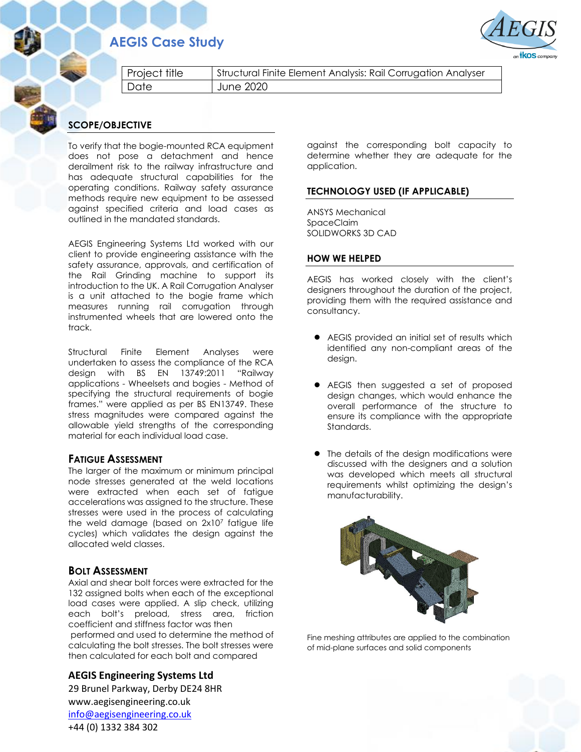# AEGIS Case Study

| Project title | Structural Finite Element Analysis: Rail Corrugation Analyser |
|---|---|
| Date | June 2020 |

## SCOPE/OBJECTIVE

To verify that the bogie-mounted RCA equipment does not pose a detachment and hence derailment risk to the railway infrastructure and has adequate structural capabilities for the operating conditions. Railway safety assurance methods require new equipment to be assessed against specified criteria and load cases as outlined in the mandated standards.

AEGIS Engineering Systems Ltd worked with our client to provide engineering assistance with the safety assurance, approvals, and certification of the Rail Grinding machine to support its introduction to the UK. A Rail Corrugation Analyser is a unit attached to the bogie frame which measures running rail corrugation through instrumented wheels that are lowered onto the track.

Structural Finite Element Analyses were undertaken to assess the compliance of the RCA design with BS EN 13749:2011 "Railway applications - Wheelsets and bogies - Method of specifying the structural requirements of bogie frames." were applied as per BS EN13749. These stress magnitudes were compared against the allowable yield strengths of the corresponding material for each individual load case.

### Fatigue Assessment

The larger of the maximum or minimum principal node stresses generated at the weld locations were extracted when each set of fatigue accelerations was assigned to the structure. These stresses were used in the process of calculating the weld damage (based on $2x10^7$ fatigue life cycles) which validates the design against the allocated weld classes.

### Bolt Assessment

Axial and shear bolt forces were extracted for the 132 assigned bolts when each of the exceptional load cases were applied. A slip check, utilizing each bolt's preload, stress area, friction coefficient and stiffness factor was then performed and used to determine the method of calculating the bolt stresses. The bolt stresses were then calculated for each bolt and compared against the corresponding bolt capacity to determine whether they are adequate for the application.

## TECHNOLOGY USED (IF APPLICABLE)

ANSYS Mechanical
SpaceClaim
SOLIDWORKS 3D CAD

## HOW WE HELPED

AEGIS has worked closely with the client's designers throughout the duration of the project, providing them with the required assistance and consultancy.

- AEGIS provided an initial set of results which identified any non-compliant areas of the design.
- AEGIS then suggested a set of proposed design changes, which would enhance the overall performance of the structure to ensure its compliance with the appropriate Standards.
- The details of the design modifications were discussed with the designers and a solution was developed which meets all structural requirements whilst optimizing the design's manufacturability.

Fine meshing attributes are applied to the combination of mid-plane surfaces and solid components

**AEGIS Engineering Systems Ltd**
29 Brunel Parkway, Derby DE24 8HR
www.aegisengineering.co.uk
info@aegisengineering.co.uk
+44 (0) 1332 384 302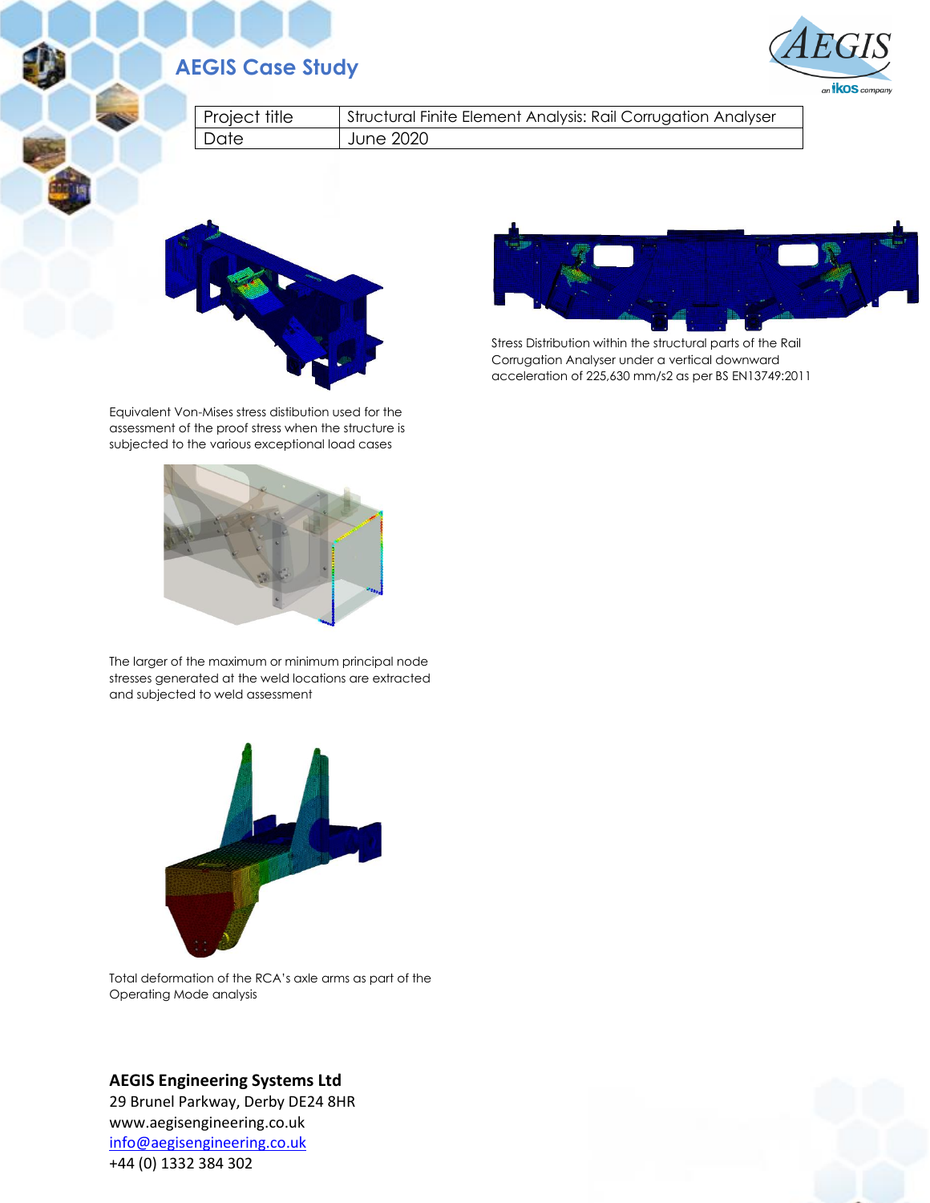## AEGIS Case Study

| Project title | Structural Finite Element Analysis: Rail Corrugation Analyser |
| --- | --- |
| Date | June 2020 |

Equivalent Von-Mises stress distibution used for the assessment of the proof stress when the structure is subjected to the various exceptional load cases

Stress Distribution within the structural parts of the Rail Corrugation Analyser under a vertical downward acceleration of 225,630 mm/s2 as per BS EN13749:2011

The larger of the maximum or minimum principal node stresses generated at the weld locations are extracted and subjected to weld assessment

Total deformation of the RCA's axle arms as part of the Operating Mode analysis

**AEGIS Engineering Systems Ltd**
29 Brunel Parkway, Derby DE24 8HR
www.aegisengineering.co.uk
info@aegisengineering.co.uk
+44 (0) 1332 384 302